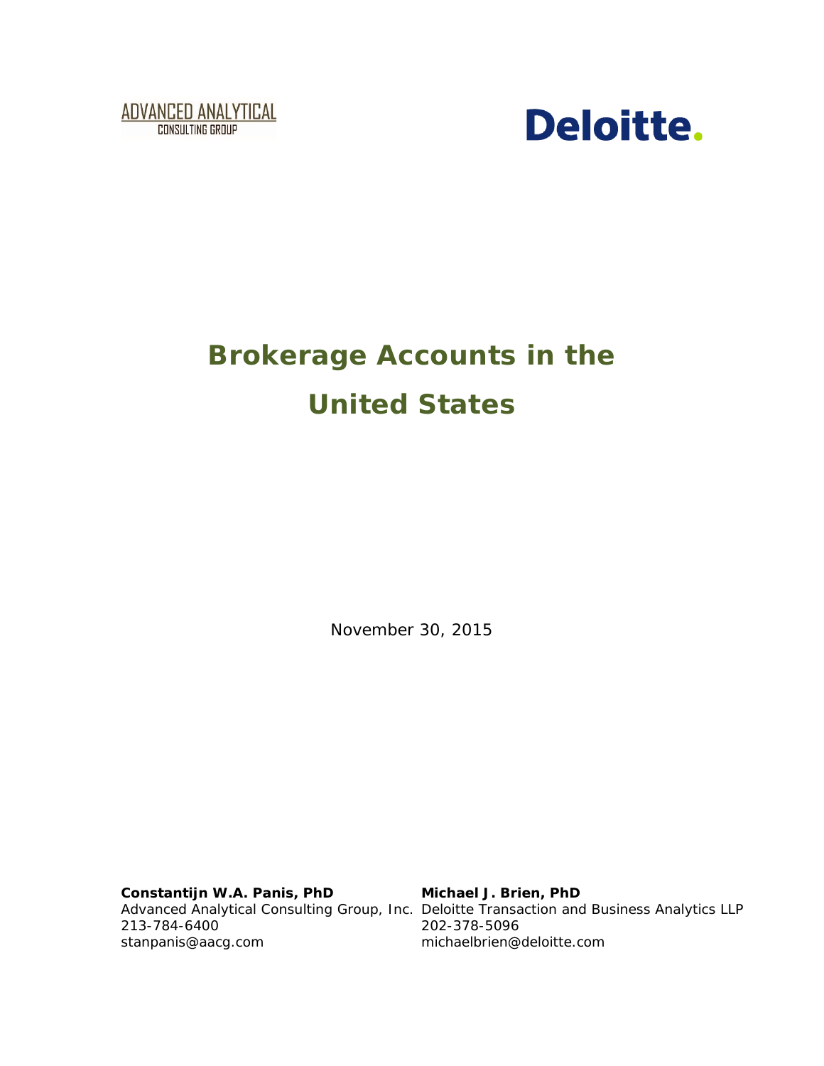ADVANCED ANALYTICAL
CONSULTING GROUP

Deloitte.

# Brokerage Accounts in the United States

November 30, 2015

**Constantijn W.A. Panis, PhD**
Advanced Analytical Consulting Group, Inc.
213-784-6400
stanpanis@aacg.com

**Michael J. Brien, PhD**
Deloitte Transaction and Business Analytics LLP
202-378-5096
michaelbrien@deloitte.com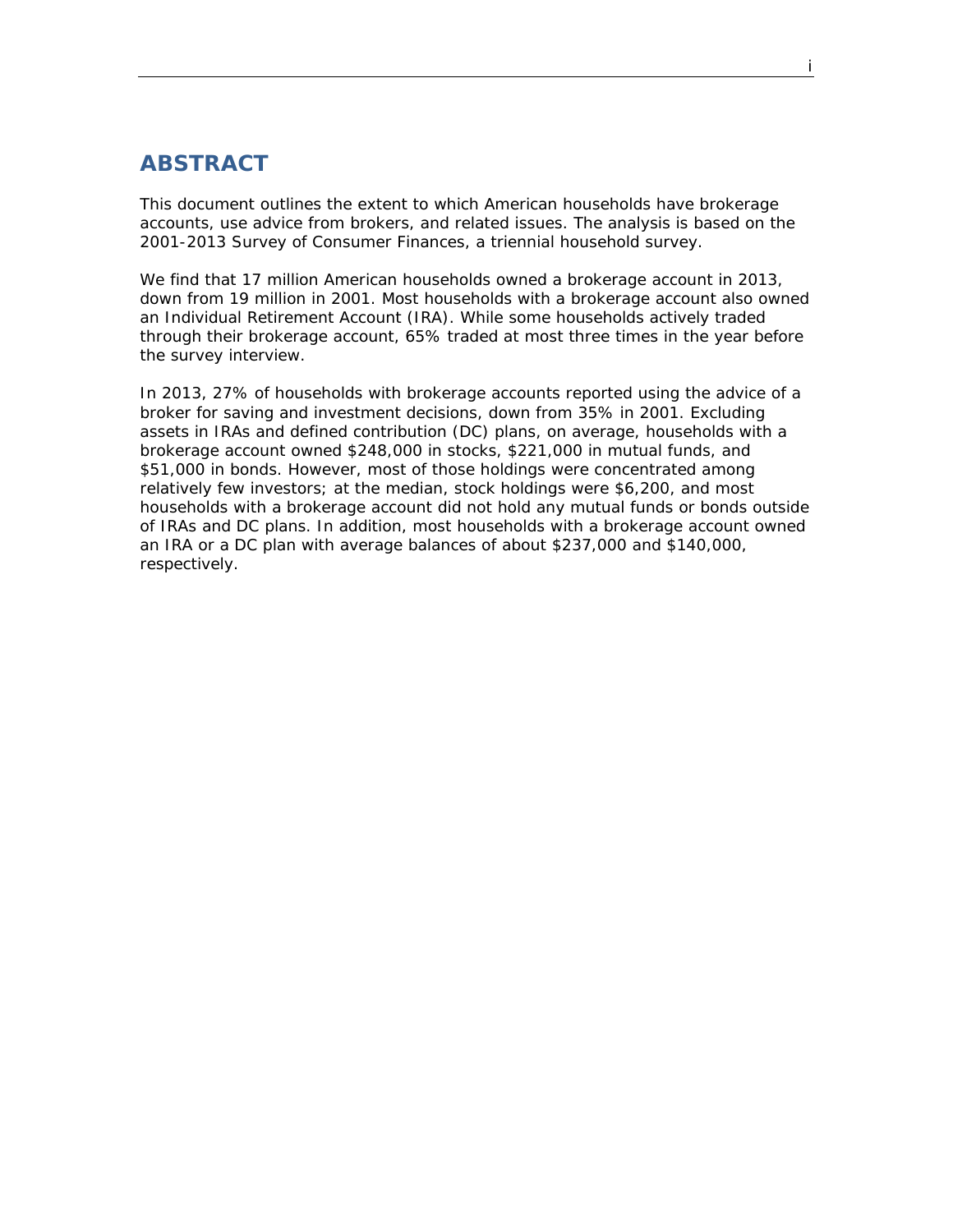## ABSTRACT

This document outlines the extent to which American households have brokerage accounts, use advice from brokers, and related issues. The analysis is based on the 2001-2013 Survey of Consumer Finances, a triennial household survey.

We find that 17 million American households owned a brokerage account in 2013, down from 19 million in 2001. Most households with a brokerage account also owned an Individual Retirement Account (IRA). While some households actively traded through their brokerage account, 65% traded at most three times in the year before the survey interview.

In 2013, 27% of households with brokerage accounts reported using the advice of a broker for saving and investment decisions, down from 35% in 2001. Excluding assets in IRAs and defined contribution (DC) plans, on average, households with a brokerage account owned $248,000 in stocks, $221,000 in mutual funds, and $51,000 in bonds. However, most of those holdings were concentrated among relatively few investors; at the median, stock holdings were $6,200, and most households with a brokerage account did not hold any mutual funds or bonds outside of IRAs and DC plans. In addition, most households with a brokerage account owned an IRA or a DC plan with average balances of about $237,000 and $140,000, respectively.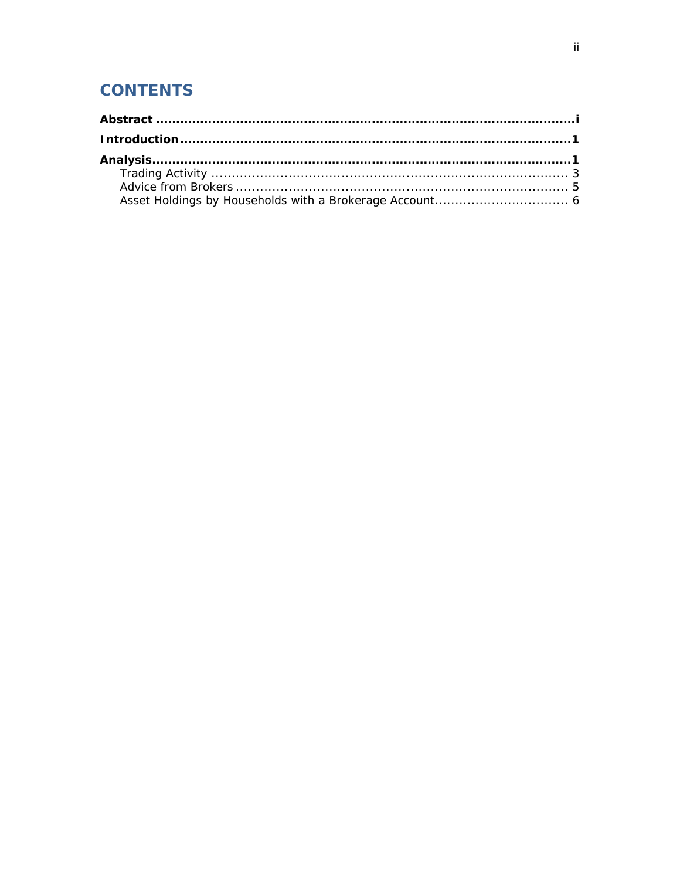# CONTENTS

**Abstract** ............................................................................................................ **i**

**Introduction** ...................................................................................................... **1**

**Analysis** ............................................................................................................. **1**

- Trading Activity ........................................................................................... 3
- Advice from Brokers .................................................................................... 5
- Asset Holdings by Households with a Brokerage Account ................................ 6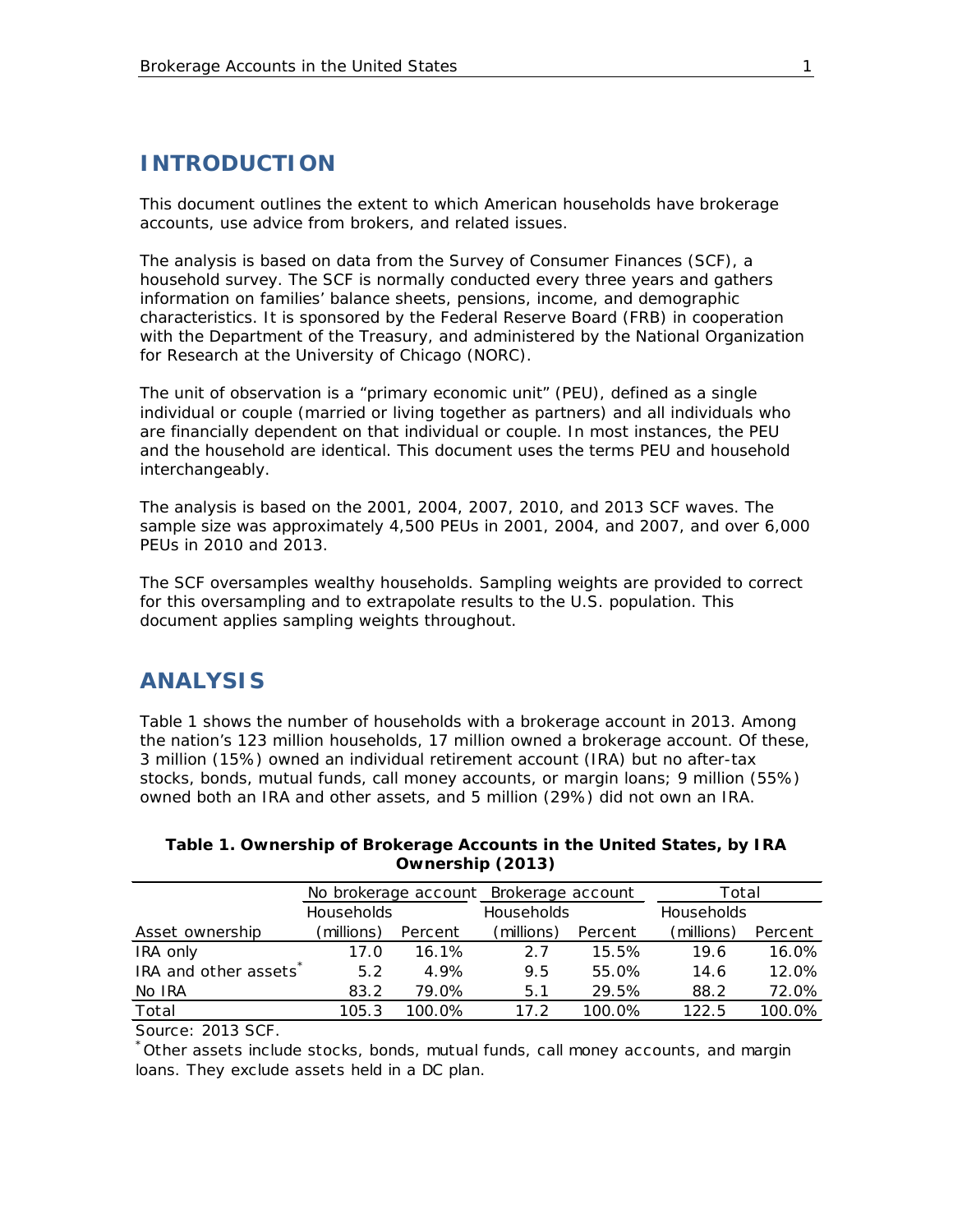## INTRODUCTION

This document outlines the extent to which American households have brokerage accounts, use advice from brokers, and related issues.

The analysis is based on data from the Survey of Consumer Finances (SCF), a household survey. The SCF is normally conducted every three years and gathers information on families' balance sheets, pensions, income, and demographic characteristics. It is sponsored by the Federal Reserve Board (FRB) in cooperation with the Department of the Treasury, and administered by the National Organization for Research at the University of Chicago (NORC).

The unit of observation is a "primary economic unit" (PEU), defined as a single individual or couple (married or living together as partners) and all individuals who are financially dependent on that individual or couple. In most instances, the PEU and the household are identical. This document uses the terms PEU and household interchangeably.

The analysis is based on the 2001, 2004, 2007, 2010, and 2013 SCF waves. The sample size was approximately 4,500 PEUs in 2001, 2004, and 2007, and over 6,000 PEUs in 2010 and 2013.

The SCF oversamples wealthy households. Sampling weights are provided to correct for this oversampling and to extrapolate results to the U.S. population. This document applies sampling weights throughout.

## ANALYSIS

Table 1 shows the number of households with a brokerage account in 2013. Among the nation's 123 million households, 17 million owned a brokerage account. Of these, 3 million (15%) owned an individual retirement account (IRA) but no after-tax stocks, bonds, mutual funds, call money accounts, or margin loans; 9 million (55%) owned both an IRA and other assets, and 5 million (29%) did not own an IRA.

**Table 1. Ownership of Brokerage Accounts in the United States, by IRA Ownership (2013)**

| | No brokerage account | | Brokerage account | | Total | |
|---|---|---|---|---|---|---|
| Asset ownership | Households (millions) | Percent | Households (millions) | Percent | Households (millions) | Percent |
| IRA only | 17.0 | 16.1% | 2.7 | 15.5% | 19.6 | 16.0% |
| IRA and other assets* | 5.2 | 4.9% | 9.5 | 55.0% | 14.6 | 12.0% |
| No IRA | 83.2 | 79.0% | 5.1 | 29.5% | 88.2 | 72.0% |
| Total | 105.3 | 100.0% | 17.2 | 100.0% | 122.5 | 100.0% |

Source: 2013 SCF.

* Other assets include stocks, bonds, mutual funds, call money accounts, and margin loans. They exclude assets held in a DC plan.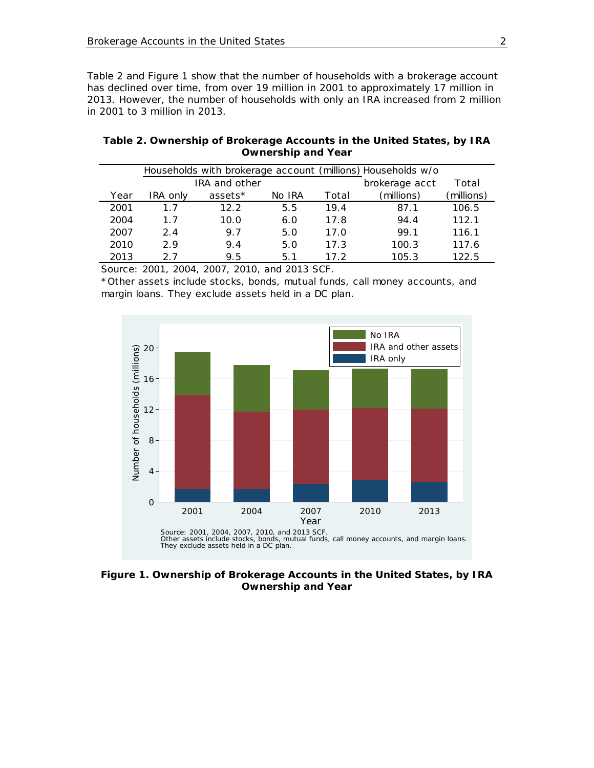Table 2 and Figure 1 show that the number of households with a brokerage account has declined over time, from over 19 million in 2001 to approximately 17 million in 2013. However, the number of households with only an IRA increased from 2 million in 2001 to 3 million in 2013.

**Table 2. Ownership of Brokerage Accounts in the United States, by IRA Ownership and Year**

| | Households with brokerage account (millions) | | | | Households w/o | |
|---|---|---|---|---|---|---|
| | | IRA and other | | | brokerage acct | Total |
| Year | IRA only | assets* | No IRA | Total | (millions) | (millions) |
| 2001 | 1.7 | 12.2 | 5.5 | 19.4 | 87.1 | 106.5 |
| 2004 | 1.7 | 10.0 | 6.0 | 17.8 | 94.4 | 112.1 |
| 2007 | 2.4 | 9.7 | 5.0 | 17.0 | 99.1 | 116.1 |
| 2010 | 2.9 | 9.4 | 5.0 | 17.3 | 100.3 | 117.6 |
| 2013 | 2.7 | 9.5 | 5.1 | 17.2 | 105.3 | 122.5 |

Source: 2001, 2004, 2007, 2010, and 2013 SCF.

*Other assets include stocks, bonds, mutual funds, call money accounts, and margin loans. They exclude assets held in a DC plan.

**Figure 1. Ownership of Brokerage Accounts in the United States, by IRA Ownership and Year**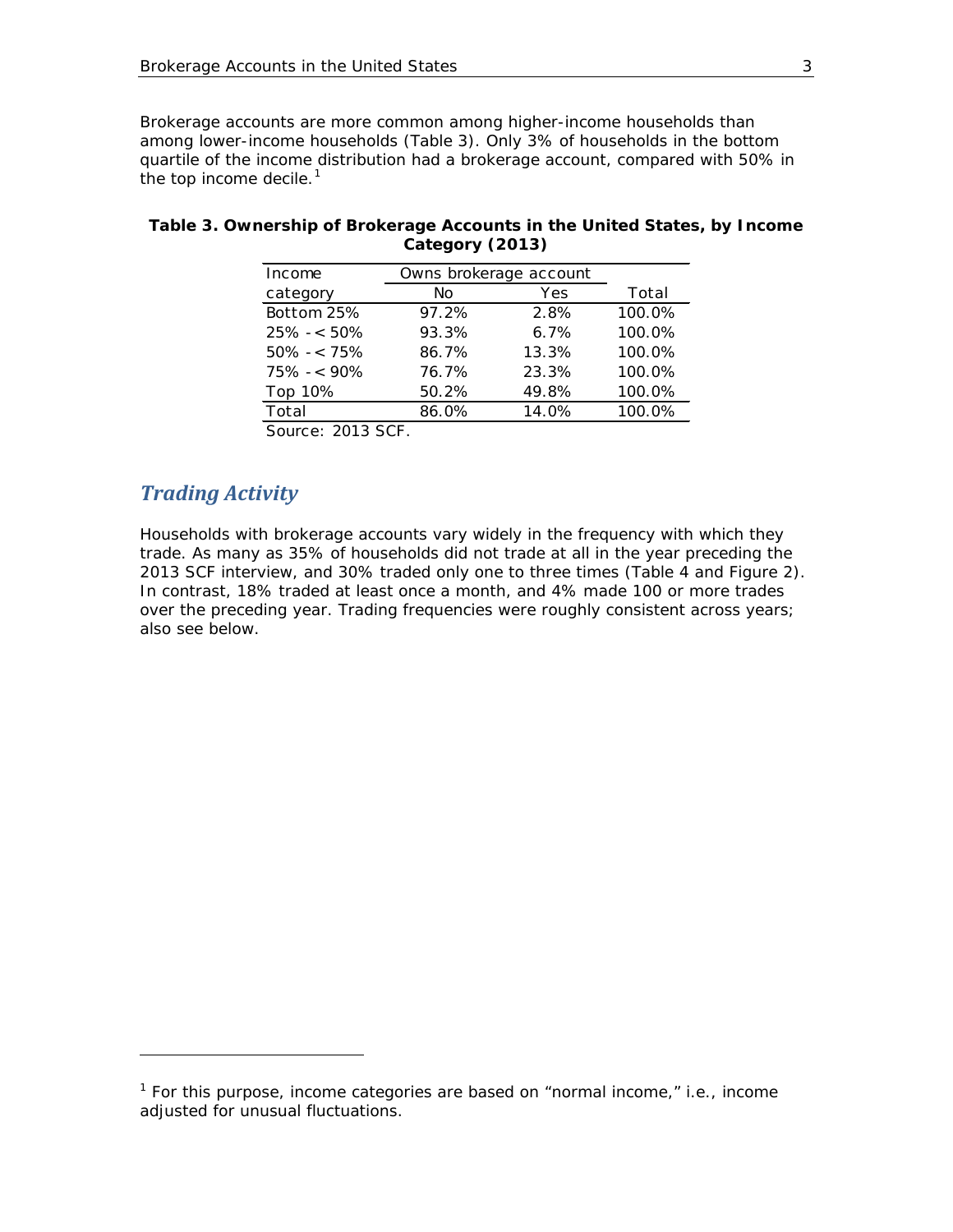Brokerage accounts are more common among higher-income households than among lower-income households (Table 3). Only 3% of households in the bottom quartile of the income distribution had a brokerage account, compared with 50% in the top income decile.[1]

**Table 3. Ownership of Brokerage Accounts in the United States, by Income Category (2013)**

| Income category | Owns brokerage account | | |
|---|---|---|---|
| | No | Yes | Total |
| Bottom 25% | 97.2% | 2.8% | 100.0% |
| 25% -< 50% | 93.3% | 6.7% | 100.0% |
| 50% -< 75% | 86.7% | 13.3% | 100.0% |
| 75% -< 90% | 76.7% | 23.3% | 100.0% |
| Top 10% | 50.2% | 49.8% | 100.0% |
| Total | 86.0% | 14.0% | 100.0% |

Source: 2013 SCF.

## *Trading Activity*

Households with brokerage accounts vary widely in the frequency with which they trade. As many as 35% of households did not trade at all in the year preceding the 2013 SCF interview, and 30% traded only one to three times (Table 4 and Figure 2). In contrast, 18% traded at least once a month, and 4% made 100 or more trades over the preceding year. Trading frequencies were roughly consistent across years; also see below.

[1] For this purpose, income categories are based on "normal income," i.e., income adjusted for unusual fluctuations.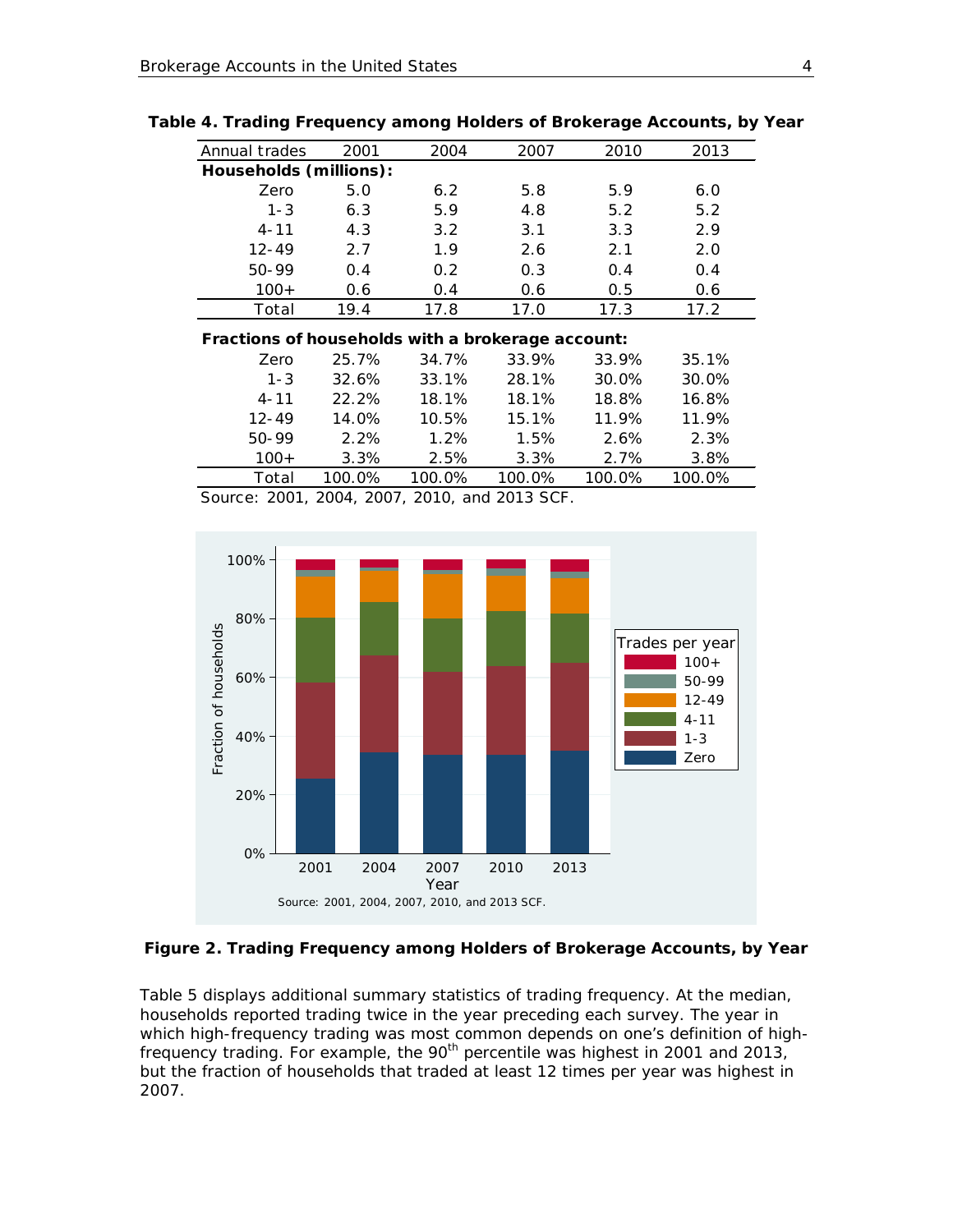**Table 4. Trading Frequency among Holders of Brokerage Accounts, by Year**

| Annual trades | 2001 | 2004 | 2007 | 2010 | 2013 |
|---|---|---|---|---|---|
| **Households (millions):** | | | | | |
| Zero | 5.0 | 6.2 | 5.8 | 5.9 | 6.0 |
| 1-3 | 6.3 | 5.9 | 4.8 | 5.2 | 5.2 |
| 4-11 | 4.3 | 3.2 | 3.1 | 3.3 | 2.9 |
| 12-49 | 2.7 | 1.9 | 2.6 | 2.1 | 2.0 |
| 50-99 | 0.4 | 0.2 | 0.3 | 0.4 | 0.4 |
| 100+ | 0.6 | 0.4 | 0.6 | 0.5 | 0.6 |
| Total | 19.4 | 17.8 | 17.0 | 17.3 | 17.2 |
| **Fractions of households with a brokerage account:** | | | | | |
| Zero | 25.7% | 34.7% | 33.9% | 33.9% | 35.1% |
| 1-3 | 32.6% | 33.1% | 28.1% | 30.0% | 30.0% |
| 4-11 | 22.2% | 18.1% | 18.1% | 18.8% | 16.8% |
| 12-49 | 14.0% | 10.5% | 15.1% | 11.9% | 11.9% |
| 50-99 | 2.2% | 1.2% | 1.5% | 2.6% | 2.3% |
| 100+ | 3.3% | 2.5% | 3.3% | 2.7% | 3.8% |
| Total | 100.0% | 100.0% | 100.0% | 100.0% | 100.0% |

Source: 2001, 2004, 2007, 2010, and 2013 SCF.

**Figure 2. Trading Frequency among Holders of Brokerage Accounts, by Year**

Table 5 displays additional summary statistics of trading frequency. At the median, households reported trading twice in the year preceding each survey. The year in which high-frequency trading was most common depends on one's definition of high-frequency trading. For example, the 90th percentile was highest in 2001 and 2013, but the fraction of households that traded at least 12 times per year was highest in 2007.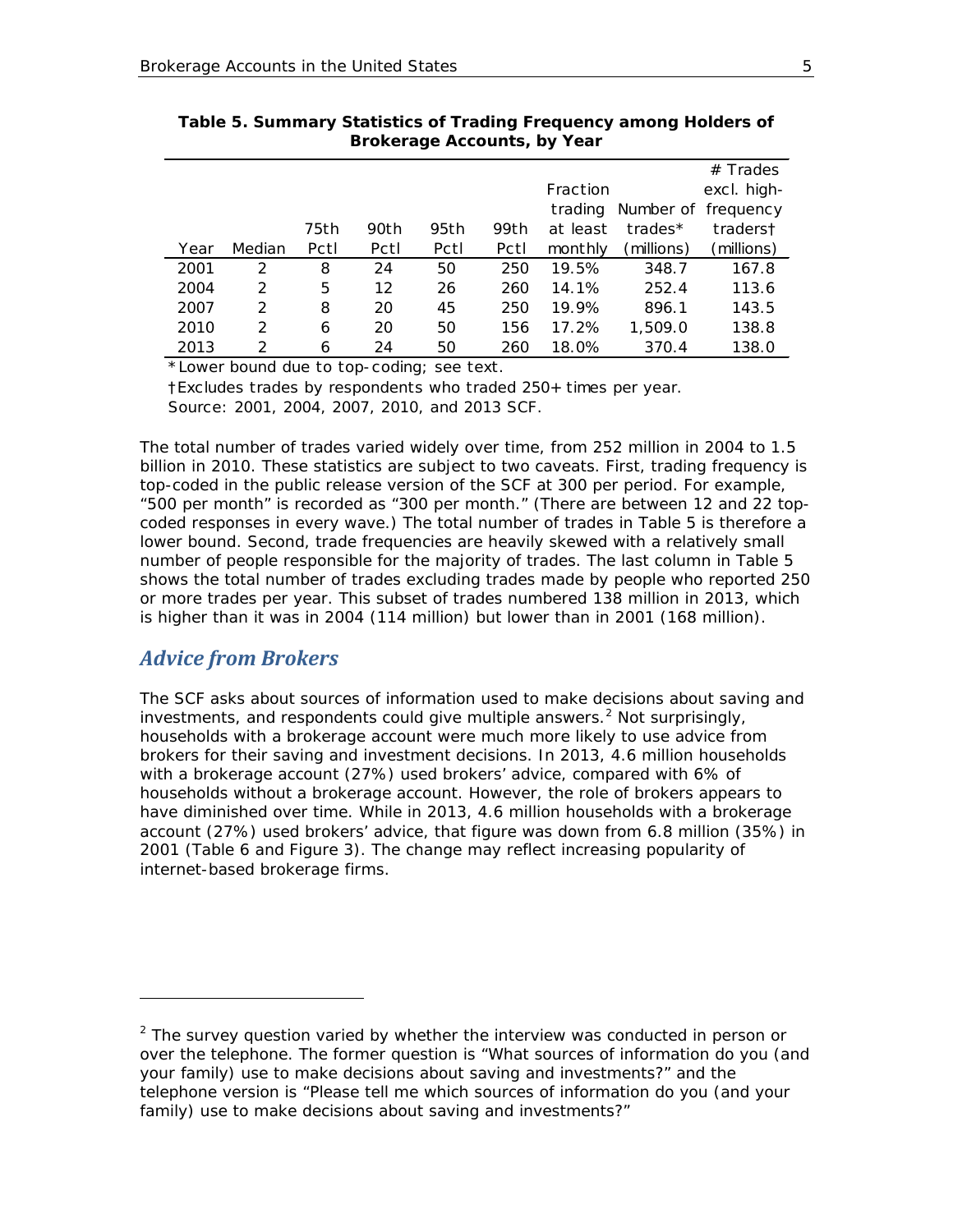**Table 5. Summary Statistics of Trading Frequency among Holders of Brokerage Accounts, by Year**

| Year | Median | 75th Pctl | 90th Pctl | 95th Pctl | 99th Pctl | Fraction trading at least monthly | Number of trades* (millions) | # Trades excl. high-frequency traders† (millions) |
|---|---|---|---|---|---|---|---|---|
| 2001 | 2 | 8 | 24 | 50 | 250 | 19.5% | 348.7 | 167.8 |
| 2004 | 2 | 5 | 12 | 26 | 260 | 14.1% | 252.4 | 113.6 |
| 2007 | 2 | 8 | 20 | 45 | 250 | 19.9% | 896.1 | 143.5 |
| 2010 | 2 | 6 | 20 | 50 | 156 | 17.2% | 1,509.0 | 138.8 |
| 2013 | 2 | 6 | 24 | 50 | 260 | 18.0% | 370.4 | 138.0 |

*Lower bound due to top-coding; see text.

†Excludes trades by respondents who traded 250+ times per year.

Source: 2001, 2004, 2007, 2010, and 2013 SCF.

The total number of trades varied widely over time, from 252 million in 2004 to 1.5 billion in 2010. These statistics are subject to two caveats. First, trading frequency is top-coded in the public release version of the SCF at 300 per period. For example, "500 per month" is recorded as "300 per month." (There are between 12 and 22 top-coded responses in every wave.) The total number of trades in Table 5 is therefore a lower bound. Second, trade frequencies are heavily skewed with a relatively small number of people responsible for the majority of trades. The last column in Table 5 shows the total number of trades excluding trades made by people who reported 250 or more trades per year. This subset of trades numbered 138 million in 2013, which is higher than it was in 2004 (114 million) but lower than in 2001 (168 million).

## *Advice from Brokers*

The SCF asks about sources of information used to make decisions about saving and investments, and respondents could give multiple answers.[2] Not surprisingly, households with a brokerage account were much more likely to use advice from brokers for their saving and investment decisions. In 2013, 4.6 million households with a brokerage account (27%) used brokers' advice, compared with 6% of households without a brokerage account. However, the role of brokers appears to have diminished over time. While in 2013, 4.6 million households with a brokerage account (27%) used brokers' advice, that figure was down from 6.8 million (35%) in 2001 (Table 6 and Figure 3). The change may reflect increasing popularity of internet-based brokerage firms.

[2] The survey question varied by whether the interview was conducted in person or over the telephone. The former question is "What sources of information do you (and your family) use to make decisions about saving and investments?" and the telephone version is "Please tell me which sources of information do you (and your family) use to make decisions about saving and investments?"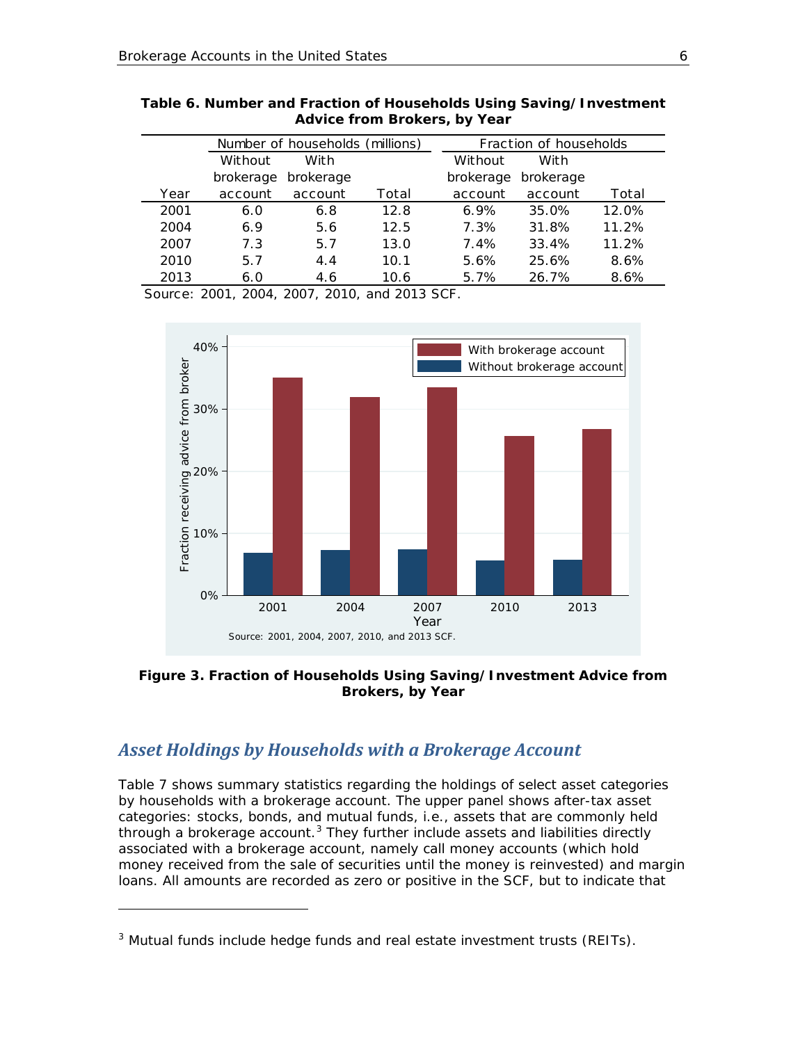**Table 6. Number and Fraction of Households Using Saving/Investment Advice from Brokers, by Year**

| | Number of households (millions) | | | Fraction of households | | |
|---|---|---|---|---|---|---|
| Year | Without brokerage account | With brokerage account | Total | Without brokerage account | With brokerage account | Total |
| 2001 | 6.0 | 6.8 | 12.8 | 6.9% | 35.0% | 12.0% |
| 2004 | 6.9 | 5.6 | 12.5 | 7.3% | 31.8% | 11.2% |
| 2007 | 7.3 | 5.7 | 13.0 | 7.4% | 33.4% | 11.2% |
| 2010 | 5.7 | 4.4 | 10.1 | 5.6% | 25.6% | 8.6% |
| 2013 | 6.0 | 4.6 | 10.6 | 5.7% | 26.7% | 8.6% |

Source: 2001, 2004, 2007, 2010, and 2013 SCF.

**Figure 3. Fraction of Households Using Saving/Investment Advice from Brokers, by Year**

## *Asset Holdings by Households with a Brokerage Account*

Table 7 shows summary statistics regarding the holdings of select asset categories by households with a brokerage account. The upper panel shows after-tax asset categories: stocks, bonds, and mutual funds, i.e., assets that are commonly held through a brokerage account.[3] They further include assets and liabilities directly associated with a brokerage account, namely call money accounts (which hold money received from the sale of securities until the money is reinvested) and margin loans. All amounts are recorded as zero or positive in the SCF, but to indicate that

[3] Mutual funds include hedge funds and real estate investment trusts (REITs).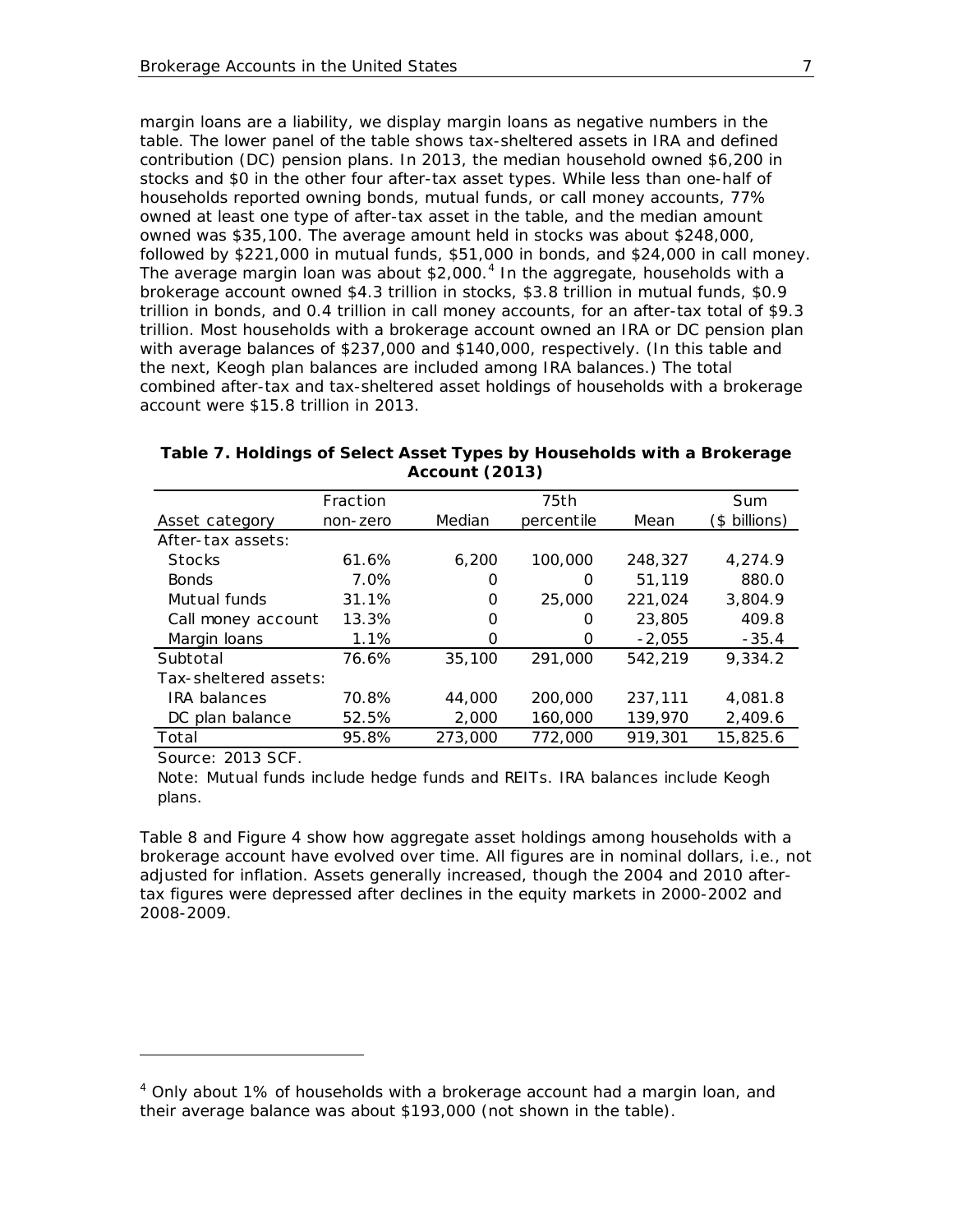margin loans are a liability, we display margin loans as negative numbers in the table. The lower panel of the table shows tax-sheltered assets in IRA and defined contribution (DC) pension plans. In 2013, the median household owned $6,200 in stocks and $0 in the other four after-tax asset types. While less than one-half of households reported owning bonds, mutual funds, or call money accounts, 77% owned at least one type of after-tax asset in the table, and the median amount owned was $35,100. The average amount held in stocks was about $248,000, followed by $221,000 in mutual funds, $51,000 in bonds, and $24,000 in call money. The average margin loan was about $2,000.[4] In the aggregate, households with a brokerage account owned $4.3 trillion in stocks, $3.8 trillion in mutual funds, $0.9 trillion in bonds, and 0.4 trillion in call money accounts, for an after-tax total of $9.3 trillion. Most households with a brokerage account owned an IRA or DC pension plan with average balances of $237,000 and $140,000, respectively. (In this table and the next, Keogh plan balances are included among IRA balances.) The total combined after-tax and tax-sheltered asset holdings of households with a brokerage account were $15.8 trillion in 2013.

**Table 7. Holdings of Select Asset Types by Households with a Brokerage Account (2013)**

| Asset category | Fraction non-zero | Median | 75th percentile | Mean | Sum ($ billions) |
|---|---|---|---|---|---|
| After-tax assets: | | | | | |
| Stocks | 61.6% | 6,200 | 100,000 | 248,327 | 4,274.9 |
| Bonds | 7.0% | 0 | 0 | 51,119 | 880.0 |
| Mutual funds | 31.1% | 0 | 25,000 | 221,024 | 3,804.9 |
| Call money account | 13.3% | 0 | 0 | 23,805 | 409.8 |
| Margin loans | 1.1% | 0 | 0 | -2,055 | -35.4 |
| Subtotal | 76.6% | 35,100 | 291,000 | 542,219 | 9,334.2 |
| Tax-sheltered assets: | | | | | |
| IRA balances | 70.8% | 44,000 | 200,000 | 237,111 | 4,081.8 |
| DC plan balance | 52.5% | 2,000 | 160,000 | 139,970 | 2,409.6 |
| Total | 95.8% | 273,000 | 772,000 | 919,301 | 15,825.6 |

Source: 2013 SCF.

Note: Mutual funds include hedge funds and REITs. IRA balances include Keogh plans.

Table 8 and Figure 4 show how aggregate asset holdings among households with a brokerage account have evolved over time. All figures are in nominal dollars, i.e., not adjusted for inflation. Assets generally increased, though the 2004 and 2010 after-tax figures were depressed after declines in the equity markets in 2000-2002 and 2008-2009.

[4] Only about 1% of households with a brokerage account had a margin loan, and their average balance was about $193,000 (not shown in the table).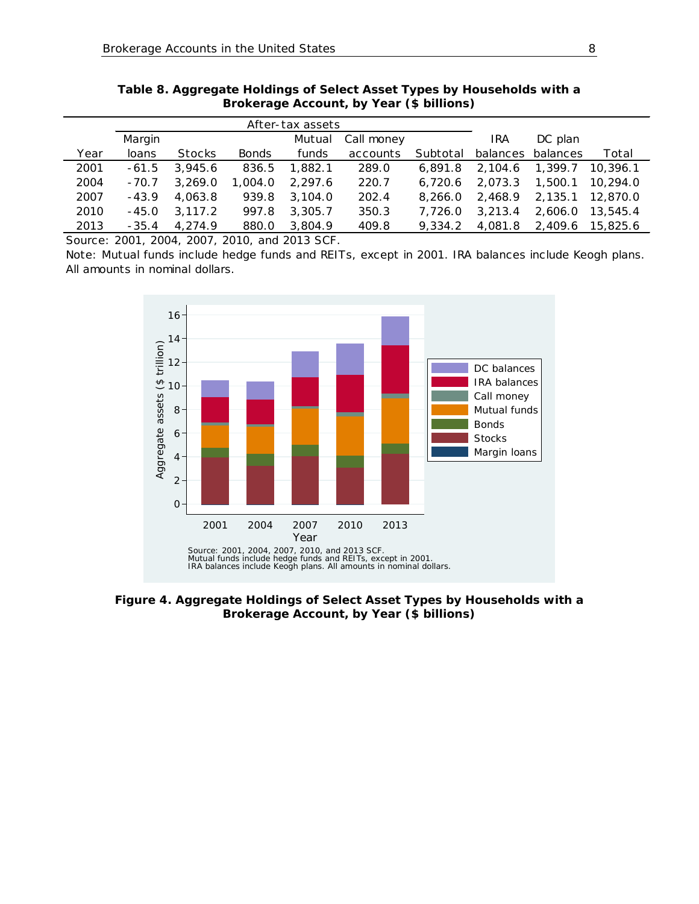**Table 8. Aggregate Holdings of Select Asset Types by Households with a Brokerage Account, by Year ($ billions)**

| | After-tax assets | | | | | | | | |
|---|---|---|---|---|---|---|---|---|---|
| Year | Margin loans | Stocks | Bonds | Mutual funds | Call money accounts | Subtotal | IRA balances | DC plan balances | Total |
| 2001 | -61.5 | 3,945.6 | 836.5 | 1,882.1 | 289.0 | 6,891.8 | 2,104.6 | 1,399.7 | 10,396.1 |
| 2004 | -70.7 | 3,269.0 | 1,004.0 | 2,297.6 | 220.7 | 6,720.6 | 2,073.3 | 1,500.1 | 10,294.0 |
| 2007 | -43.9 | 4,063.8 | 939.8 | 3,104.0 | 202.4 | 8,266.0 | 2,468.9 | 2,135.1 | 12,870.0 |
| 2010 | -45.0 | 3,117.2 | 997.8 | 3,305.7 | 350.3 | 7,726.0 | 3,213.4 | 2,606.0 | 13,545.4 |
| 2013 | -35.4 | 4,274.9 | 880.0 | 3,804.9 | 409.8 | 9,334.2 | 4,081.8 | 2,409.6 | 15,825.6 |

Source: 2001, 2004, 2007, 2010, and 2013 SCF.

Note: Mutual funds include hedge funds and REITs, except in 2001. IRA balances include Keogh plans. All amounts in nominal dollars.

**Figure 4. Aggregate Holdings of Select Asset Types by Households with a Brokerage Account, by Year ($ billions)**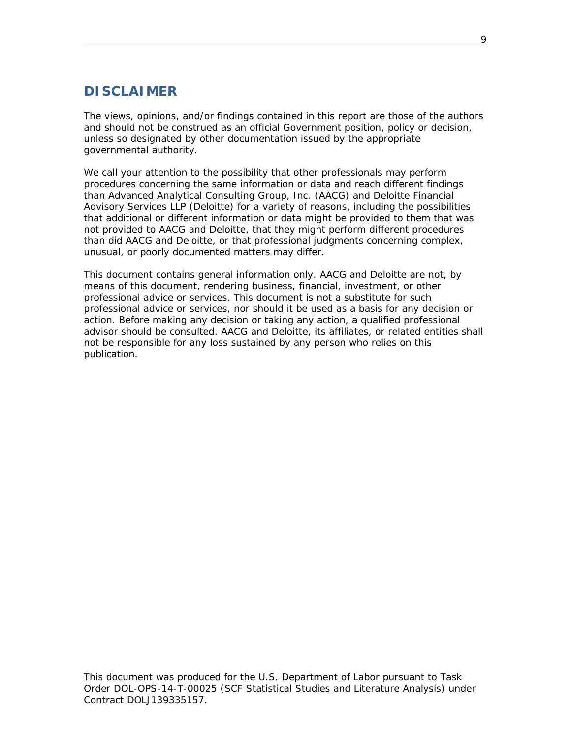## DISCLAIMER

The views, opinions, and/or findings contained in this report are those of the authors and should not be construed as an official Government position, policy or decision, unless so designated by other documentation issued by the appropriate governmental authority.

We call your attention to the possibility that other professionals may perform procedures concerning the same information or data and reach different findings than Advanced Analytical Consulting Group, Inc. (AACG) and Deloitte Financial Advisory Services LLP (Deloitte) for a variety of reasons, including the possibilities that additional or different information or data might be provided to them that was not provided to AACG and Deloitte, that they might perform different procedures than did AACG and Deloitte, or that professional judgments concerning complex, unusual, or poorly documented matters may differ.

This document contains general information only. AACG and Deloitte are not, by means of this document, rendering business, financial, investment, or other professional advice or services. This document is not a substitute for such professional advice or services, nor should it be used as a basis for any decision or action. Before making any decision or taking any action, a qualified professional advisor should be consulted. AACG and Deloitte, its affiliates, or related entities shall not be responsible for any loss sustained by any person who relies on this publication.

This document was produced for the U.S. Department of Labor pursuant to Task Order DOL-OPS-14-T-00025 (SCF Statistical Studies and Literature Analysis) under Contract DOLJ139335157.